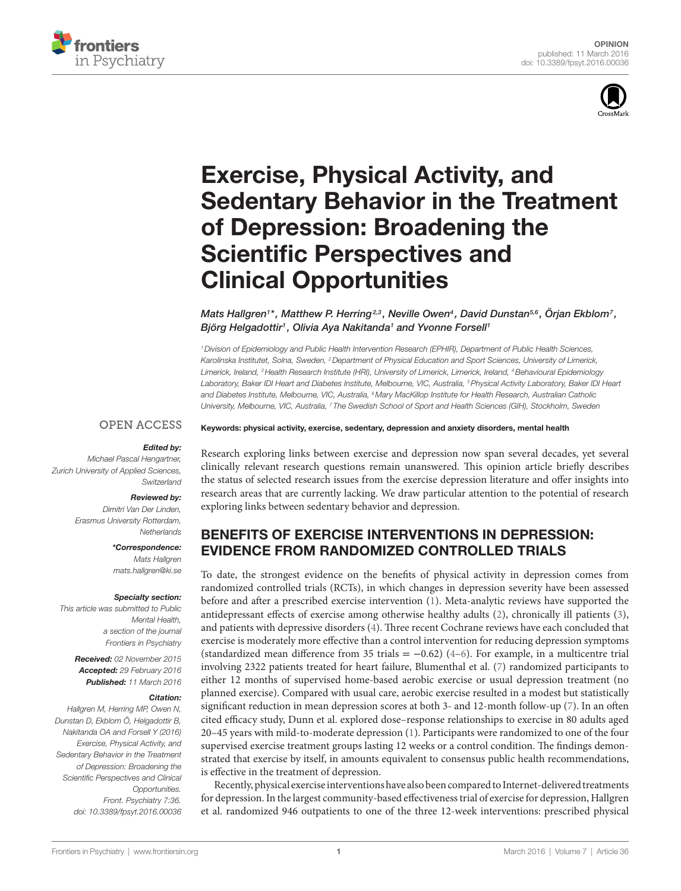OPINION
published: 11 March 2016
doi: 10.3389/fpsyt.2016.00036

# Exercise, Physical Activity, and Sedentary Behavior in the Treatment of Depression: Broadening the Scientific Perspectives and Clinical Opportunities

*Mats Hallgren[1]\*, Matthew P. Herring[2,3], Neville Owen[4], David Dunstan[5,6], Örjan Ekblom[7], Björg Helgadottir[1], Olivia Aya Nakitanda[1] and Yvonne Forsell[1]*

[1] Division of Epidemiology and Public Health Intervention Research (EPHIR), Department of Public Health Sciences, Karolinska Institutet, Solna, Sweden, [2] Department of Physical Education and Sport Sciences, University of Limerick, Limerick, Ireland, [3] Health Research Institute (HRI), University of Limerick, Limerick, Ireland, [4] Behavioural Epidemiology Laboratory, Baker IDI Heart and Diabetes Institute, Melbourne, VIC, Australia, [5] Physical Activity Laboratory, Baker IDI Heart and Diabetes Institute, Melbourne, VIC, Australia, [6] Mary MacKillop Institute for Health Research, Australian Catholic University, Melbourne, VIC, Australia, [7] The Swedish School of Sport and Health Sciences (GIH), Stockholm, Sweden

OPEN ACCESS

**Edited by:**
*Michael Pascal Hengartner, Zurich University of Applied Sciences, Switzerland*

**Reviewed by:**
*Dimitri Van Der Linden, Erasmus University Rotterdam, Netherlands*

**\*Correspondence:**
*Mats Hallgren*
*mats.hallgren@ki.se*

**Specialty section:**
*This article was submitted to Public Mental Health, a section of the journal Frontiers in Psychiatry*

**Received:** *02 November 2015*
**Accepted:** *29 February 2016*
**Published:** *11 March 2016*

**Citation:**
*Hallgren M, Herring MP, Owen N, Dunstan D, Ekblom Ö, Helgadottir B, Nakitanda OA and Forsell Y (2016) Exercise, Physical Activity, and Sedentary Behavior in the Treatment of Depression: Broadening the Scientific Perspectives and Clinical Opportunities. Front. Psychiatry 7:36. doi: 10.3389/fpsyt.2016.00036*

**Keywords: physical activity, exercise, sedentary, depression and anxiety disorders, mental health**

Research exploring links between exercise and depression now span several decades, yet several clinically relevant research questions remain unanswered. This opinion article briefly describes the status of selected research issues from the exercise depression literature and offer insights into research areas that are currently lacking. We draw particular attention to the potential of research exploring links between sedentary behavior and depression.

## BENEFITS OF EXERCISE INTERVENTIONS IN DEPRESSION: EVIDENCE FROM RANDOMIZED CONTROLLED TRIALS

To date, the strongest evidence on the benefits of physical activity in depression comes from randomized controlled trials (RCTs), in which changes in depression severity have been assessed before and after a prescribed exercise intervention (1). Meta-analytic reviews have supported the antidepressant effects of exercise among otherwise healthy adults (2), chronically ill patients (3), and patients with depressive disorders (4). Three recent Cochrane reviews have each concluded that exercise is moderately more effective than a control intervention for reducing depression symptoms (standardized mean difference from 35 trials = −0.62) (4–6). For example, in a multicentre trial involving 2322 patients treated for heart failure, Blumenthal et al. (7) randomized participants to either 12 months of supervised home-based aerobic exercise or usual depression treatment (no planned exercise). Compared with usual care, aerobic exercise resulted in a modest but statistically significant reduction in mean depression scores at both 3- and 12-month follow-up (7). In an often cited efficacy study, Dunn et al. explored dose–response relationships to exercise in 80 adults aged 20–45 years with mild-to-moderate depression (1). Participants were randomized to one of the four supervised exercise treatment groups lasting 12 weeks or a control condition. The findings demonstrated that exercise by itself, in amounts equivalent to consensus public health recommendations, is effective in the treatment of depression.

Recently, physical exercise interventions have also been compared to Internet-delivered treatments for depression. In the largest community-based effectiveness trial of exercise for depression, Hallgren et al. randomized 946 outpatients to one of the three 12-week interventions: prescribed physical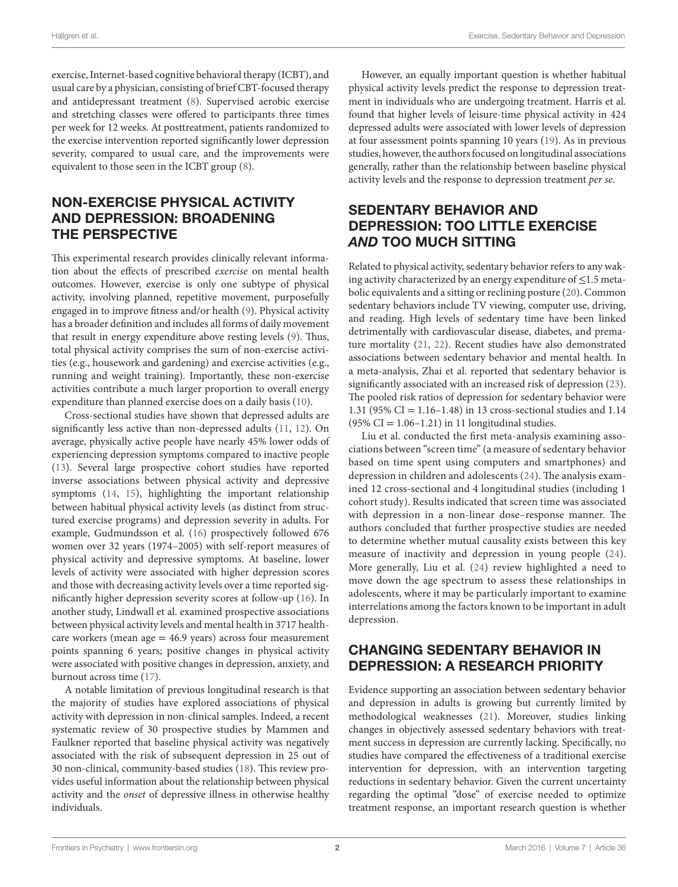exercise, Internet-based cognitive behavioral therapy (ICBT), and usual care by a physician, consisting of brief CBT-focused therapy and antidepressant treatment (8). Supervised aerobic exercise and stretching classes were offered to participants three times per week for 12 weeks. At posttreatment, patients randomized to the exercise intervention reported significantly lower depression severity, compared to usual care, and the improvements were equivalent to those seen in the ICBT group (8).

## NON-EXERCISE PHYSICAL ACTIVITY AND DEPRESSION: BROADENING THE PERSPECTIVE

This experimental research provides clinically relevant information about the effects of prescribed *exercise* on mental health outcomes. However, exercise is only one subtype of physical activity, involving planned, repetitive movement, purposefully engaged in to improve fitness and/or health (9). Physical activity has a broader definition and includes all forms of daily movement that result in energy expenditure above resting levels (9). Thus, total physical activity comprises the sum of non-exercise activities (e.g., housework and gardening) and exercise activities (e.g., running and weight training). Importantly, these non-exercise activities contribute a much larger proportion to overall energy expenditure than planned exercise does on a daily basis (10).

Cross-sectional studies have shown that depressed adults are significantly less active than non-depressed adults (11, 12). On average, physically active people have nearly 45% lower odds of experiencing depression symptoms compared to inactive people (13). Several large prospective cohort studies have reported inverse associations between physical activity and depressive symptoms (14, 15), highlighting the important relationship between habitual physical activity levels (as distinct from structured exercise programs) and depression severity in adults. For example, Gudmundsson et al. (16) prospectively followed 676 women over 32 years (1974–2005) with self-report measures of physical activity and depressive symptoms. At baseline, lower levels of activity were associated with higher depression scores and those with decreasing activity levels over a time reported significantly higher depression severity scores at follow-up (16). In another study, Lindwall et al. examined prospective associations between physical activity levels and mental health in 3717 healthcare workers (mean age = 46.9 years) across four measurement points spanning 6 years; positive changes in physical activity were associated with positive changes in depression, anxiety, and burnout across time (17).

A notable limitation of previous longitudinal research is that the majority of studies have explored associations of physical activity with depression in non-clinical samples. Indeed, a recent systematic review of 30 prospective studies by Mammen and Faulkner reported that baseline physical activity was negatively associated with the risk of subsequent depression in 25 out of 30 non-clinical, community-based studies (18). This review provides useful information about the relationship between physical activity and the *onset* of depressive illness in otherwise healthy individuals.

However, an equally important question is whether habitual physical activity levels predict the response to depression treatment in individuals who are undergoing treatment. Harris et al. found that higher levels of leisure-time physical activity in 424 depressed adults were associated with lower levels of depression at four assessment points spanning 10 years (19). As in previous studies, however, the authors focused on longitudinal associations generally, rather than the relationship between baseline physical activity levels and the response to depression treatment *per se*.

## SEDENTARY BEHAVIOR AND DEPRESSION: TOO LITTLE EXERCISE *AND* TOO MUCH SITTING

Related to physical activity, sedentary behavior refers to any waking activity characterized by an energy expenditure of ≤1.5 metabolic equivalents and a sitting or reclining posture (20). Common sedentary behaviors include TV viewing, computer use, driving, and reading. High levels of sedentary time have been linked detrimentally with cardiovascular disease, diabetes, and premature mortality (21, 22). Recent studies have also demonstrated associations between sedentary behavior and mental health. In a meta-analysis, Zhai et al. reported that sedentary behavior is significantly associated with an increased risk of depression (23). The pooled risk ratios of depression for sedentary behavior were 1.31 (95% CI = 1.16–1.48) in 13 cross-sectional studies and 1.14 (95% CI = 1.06–1.21) in 11 longitudinal studies.

Liu et al. conducted the first meta-analysis examining associations between "screen time" (a measure of sedentary behavior based on time spent using computers and smartphones) and depression in children and adolescents (24). The analysis examined 12 cross-sectional and 4 longitudinal studies (including 1 cohort study). Results indicated that screen time was associated with depression in a non-linear dose–response manner. The authors concluded that further prospective studies are needed to determine whether mutual causality exists between this key measure of inactivity and depression in young people (24). More generally, Liu et al. (24) review highlighted a need to move down the age spectrum to assess these relationships in adolescents, where it may be particularly important to examine interrelations among the factors known to be important in adult depression.

## CHANGING SEDENTARY BEHAVIOR IN DEPRESSION: A RESEARCH PRIORITY

Evidence supporting an association between sedentary behavior and depression in adults is growing but currently limited by methodological weaknesses (21). Moreover, studies linking changes in objectively assessed sedentary behaviors with treatment success in depression are currently lacking. Specifically, no studies have compared the effectiveness of a traditional exercise intervention for depression, with an intervention targeting reductions in sedentary behavior. Given the current uncertainty regarding the optimal "dose" of exercise needed to optimize treatment response, an important research question is whether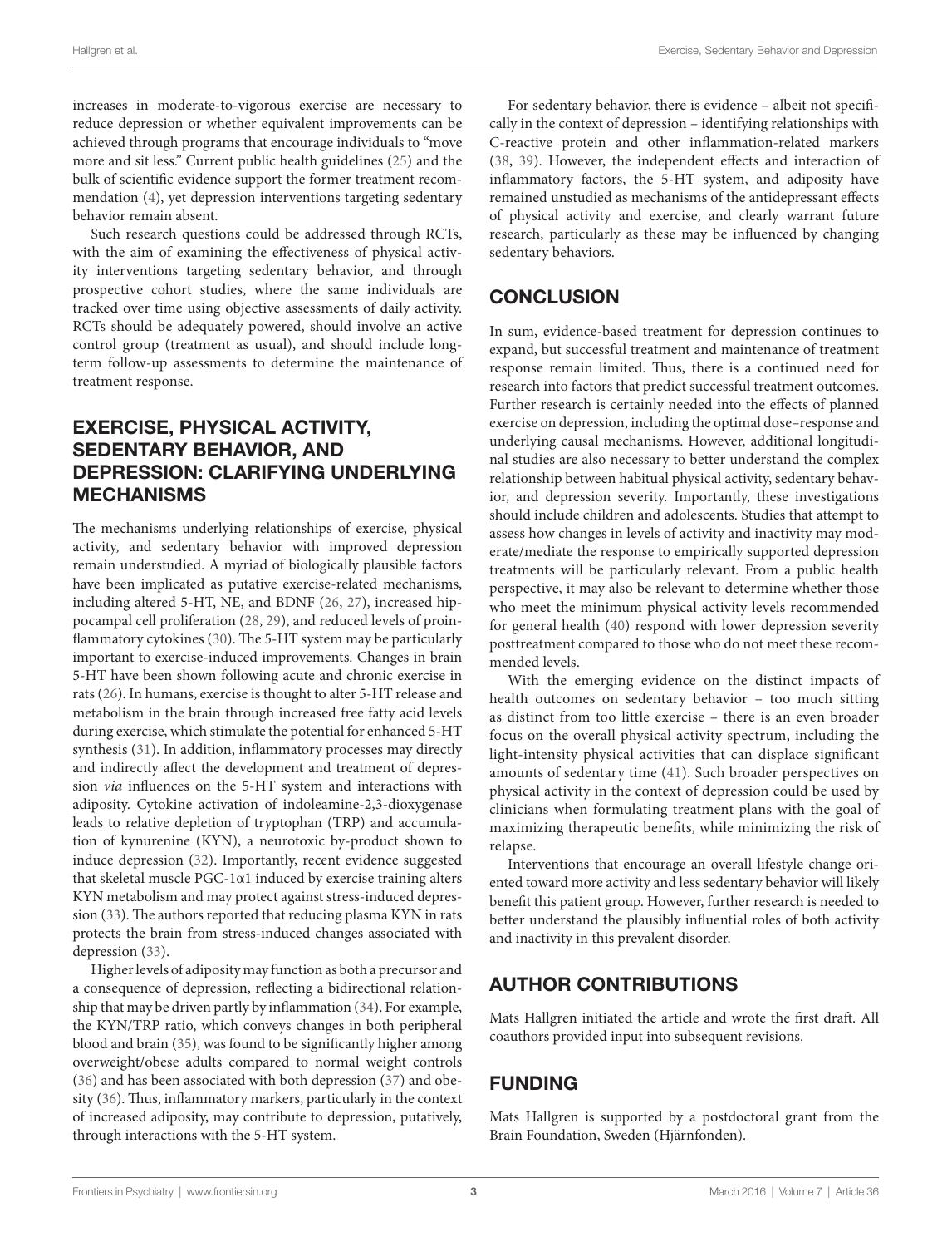increases in moderate-to-vigorous exercise are necessary to reduce depression or whether equivalent improvements can be achieved through programs that encourage individuals to "move more and sit less." Current public health guidelines (25) and the bulk of scientific evidence support the former treatment recommendation (4), yet depression interventions targeting sedentary behavior remain absent.

Such research questions could be addressed through RCTs, with the aim of examining the effectiveness of physical activity interventions targeting sedentary behavior, and through prospective cohort studies, where the same individuals are tracked over time using objective assessments of daily activity. RCTs should be adequately powered, should involve an active control group (treatment as usual), and should include long-term follow-up assessments to determine the maintenance of treatment response.

## EXERCISE, PHYSICAL ACTIVITY, SEDENTARY BEHAVIOR, AND DEPRESSION: CLARIFYING UNDERLYING MECHANISMS

The mechanisms underlying relationships of exercise, physical activity, and sedentary behavior with improved depression remain understudied. A myriad of biologically plausible factors have been implicated as putative exercise-related mechanisms, including altered 5-HT, NE, and BDNF (26, 27), increased hippocampal cell proliferation (28, 29), and reduced levels of proinflammatory cytokines (30). The 5-HT system may be particularly important to exercise-induced improvements. Changes in brain 5-HT have been shown following acute and chronic exercise in rats (26). In humans, exercise is thought to alter 5-HT release and metabolism in the brain through increased free fatty acid levels during exercise, which stimulate the potential for enhanced 5-HT synthesis (31). In addition, inflammatory processes may directly and indirectly affect the development and treatment of depression *via* influences on the 5-HT system and interactions with adiposity. Cytokine activation of indoleamine-2,3-dioxygenase leads to relative depletion of tryptophan (TRP) and accumulation of kynurenine (KYN), a neurotoxic by-product shown to induce depression (32). Importantly, recent evidence suggested that skeletal muscle PGC-1α1 induced by exercise training alters KYN metabolism and may protect against stress-induced depression (33). The authors reported that reducing plasma KYN in rats protects the brain from stress-induced changes associated with depression (33).

Higher levels of adiposity may function as both a precursor and a consequence of depression, reflecting a bidirectional relationship that may be driven partly by inflammation (34). For example, the KYN/TRP ratio, which conveys changes in both peripheral blood and brain (35), was found to be significantly higher among overweight/obese adults compared to normal weight controls (36) and has been associated with both depression (37) and obesity (36). Thus, inflammatory markers, particularly in the context of increased adiposity, may contribute to depression, putatively, through interactions with the 5-HT system.

For sedentary behavior, there is evidence – albeit not specifically in the context of depression – identifying relationships with C-reactive protein and other inflammation-related markers (38, 39). However, the independent effects and interaction of inflammatory factors, the 5-HT system, and adiposity have remained unstudied as mechanisms of the antidepressant effects of physical activity and exercise, and clearly warrant future research, particularly as these may be influenced by changing sedentary behaviors.

## CONCLUSION

In sum, evidence-based treatment for depression continues to expand, but successful treatment and maintenance of treatment response remain limited. Thus, there is a continued need for research into factors that predict successful treatment outcomes. Further research is certainly needed into the effects of planned exercise on depression, including the optimal dose–response and underlying causal mechanisms. However, additional longitudinal studies are also necessary to better understand the complex relationship between habitual physical activity, sedentary behavior, and depression severity. Importantly, these investigations should include children and adolescents. Studies that attempt to assess how changes in levels of activity and inactivity may moderate/mediate the response to empirically supported depression treatments will be particularly relevant. From a public health perspective, it may also be relevant to determine whether those who meet the minimum physical activity levels recommended for general health (40) respond with lower depression severity posttreatment compared to those who do not meet these recommended levels.

With the emerging evidence on the distinct impacts of health outcomes on sedentary behavior – too much sitting as distinct from too little exercise – there is an even broader focus on the overall physical activity spectrum, including the light-intensity physical activities that can displace significant amounts of sedentary time (41). Such broader perspectives on physical activity in the context of depression could be used by clinicians when formulating treatment plans with the goal of maximizing therapeutic benefits, while minimizing the risk of relapse.

Interventions that encourage an overall lifestyle change oriented toward more activity and less sedentary behavior will likely benefit this patient group. However, further research is needed to better understand the plausibly influential roles of both activity and inactivity in this prevalent disorder.

## AUTHOR CONTRIBUTIONS

Mats Hallgren initiated the article and wrote the first draft. All coauthors provided input into subsequent revisions.

## FUNDING

Mats Hallgren is supported by a postdoctoral grant from the Brain Foundation, Sweden (Hjärnfonden).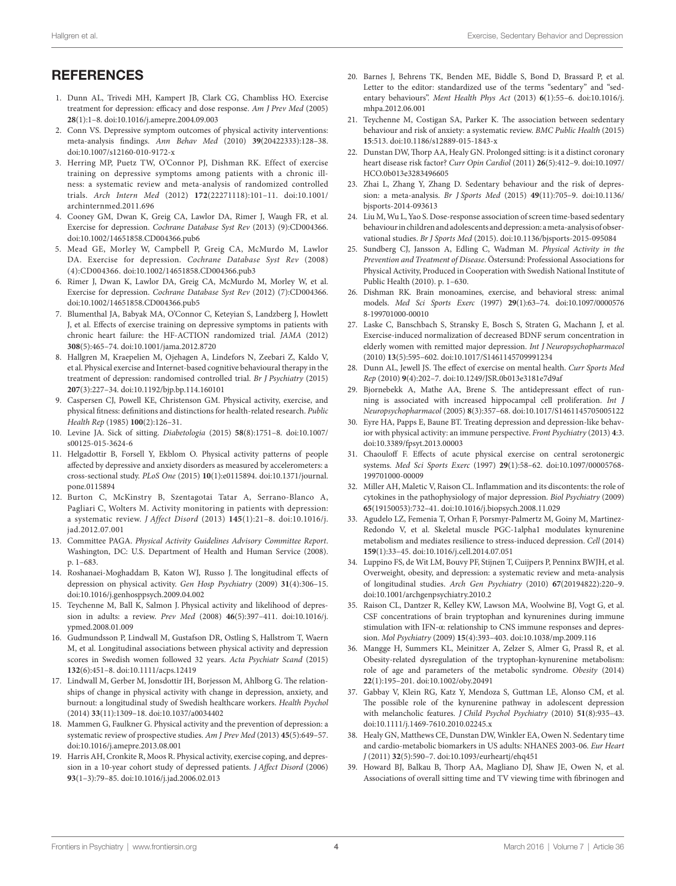## REFERENCES

1. Dunn AL, Trivedi MH, Kampert JB, Clark CG, Chambliss HO. Exercise treatment for depression: efficacy and dose response. *Am J Prev Med* (2005) **28**(1):1–8. doi:10.1016/j.amepre.2004.09.003
2. Conn VS. Depressive symptom outcomes of physical activity interventions: meta-analysis findings. *Ann Behav Med* (2010) **39**(20422333):128–38. doi:10.1007/s12160-010-9172-x
3. Herring MP, Puetz TW, O'Connor PJ, Dishman RK. Effect of exercise training on depressive symptoms among patients with a chronic illness: a systematic review and meta-analysis of randomized controlled trials. *Arch Intern Med* (2012) **172**(22271118):101–11. doi:10.1001/archinternmed.2011.696
4. Cooney GM, Dwan K, Greig CA, Lawlor DA, Rimer J, Waugh FR, et al. Exercise for depression. *Cochrane Database Syst Rev* (2013) (9):CD004366. doi:10.1002/14651858.CD004366.pub6
5. Mead GE, Morley W, Campbell P, Greig CA, McMurdo M, Lawlor DA. Exercise for depression. *Cochrane Database Syst Rev* (2008) (4):CD004366. doi:10.1002/14651858.CD004366.pub3
6. Rimer J, Dwan K, Lawlor DA, Greig CA, McMurdo M, Morley W, et al. Exercise for depression. *Cochrane Database Syst Rev* (2012) (7):CD004366. doi:10.1002/14651858.CD004366.pub5
7. Blumenthal JA, Babyak MA, O'Connor C, Keteyian S, Landzberg J, Howlett J, et al. Effects of exercise training on depressive symptoms in patients with chronic heart failure: the HF-ACTION randomized trial. *JAMA* (2012) **308**(5):465–74. doi:10.1001/jama.2012.8720
8. Hallgren M, Kraepelien M, Ojehagen A, Lindefors N, Zeebari Z, Kaldo V, et al. Physical exercise and Internet-based cognitive behavioural therapy in the treatment of depression: randomised controlled trial. *Br J Psychiatry* (2015) **207**(3):227–34. doi:10.1192/bjp.bp.114.160101
9. Caspersen CJ, Powell KE, Christenson GM. Physical activity, exercise, and physical fitness: definitions and distinctions for health-related research. *Public Health Rep* (1985) **100**(2):126–31.
10. Levine JA. Sick of sitting. *Diabetologia* (2015) **58**(8):1751–8. doi:10.1007/s00125-015-3624-6
11. Helgadottir B, Forsell Y, Ekblom O. Physical activity patterns of people affected by depressive and anxiety disorders as measured by accelerometers: a cross-sectional study. *PLoS One* (2015) **10**(1):e0115894. doi:10.1371/journal.pone.0115894
12. Burton C, McKinstry B, Szentagotai Tatar A, Serrano-Blanco A, Pagliari C, Wolters M. Activity monitoring in patients with depression: a systematic review. *J Affect Disord* (2013) **145**(1):21–8. doi:10.1016/j.jad.2012.07.001
13. Committee PAGA. *Physical Activity Guidelines Advisory Committee Report*. Washington, DC: U.S. Department of Health and Human Service (2008). p. 1–683.
14. Roshanaei-Moghaddam B, Katon WJ, Russo J. The longitudinal effects of depression on physical activity. *Gen Hosp Psychiatry* (2009) **31**(4):306–15. doi:10.1016/j.genhosppsych.2009.04.002
15. Teychenne M, Ball K, Salmon J. Physical activity and likelihood of depression in adults: a review. *Prev Med* (2008) **46**(5):397–411. doi:10.1016/j.ypmed.2008.01.009
16. Gudmundsson P, Lindwall M, Gustafson DR, Ostling S, Hallstrom T, Waern M, et al. Longitudinal associations between physical activity and depression scores in Swedish women followed 32 years. *Acta Psychiatr Scand* (2015) **132**(6):451–8. doi:10.1111/acps.12419
17. Lindwall M, Gerber M, Jonsdottir IH, Borjesson M, Ahlborg G. The relationships of change in physical activity with change in depression, anxiety, and burnout: a longitudinal study of Swedish healthcare workers. *Health Psychol* (2014) **33**(11):1309–18. doi:10.1037/a0034402
18. Mammen G, Faulkner G. Physical activity and the prevention of depression: a systematic review of prospective studies. *Am J Prev Med* (2013) **45**(5):649–57. doi:10.1016/j.amepre.2013.08.001
19. Harris AH, Cronkite R, Moos R. Physical activity, exercise coping, and depression in a 10-year cohort study of depressed patients. *J Affect Disord* (2006) **93**(1–3):79–85. doi:10.1016/j.jad.2006.02.013
20. Barnes J, Behrens TK, Benden ME, Biddle S, Bond D, Brassard P, et al. Letter to the editor: standardized use of the terms "sedentary" and "sedentary behaviours". *Ment Health Phys Act* (2013) **6**(1):55–6. doi:10.1016/j.mhpa.2012.06.001
21. Teychenne M, Costigan SA, Parker K. The association between sedentary behaviour and risk of anxiety: a systematic review. *BMC Public Health* (2015) **15**:513. doi:10.1186/s12889-015-1843-x
22. Dunstan DW, Thorp AA, Healy GN. Prolonged sitting: is it a distinct coronary heart disease risk factor? *Curr Opin Cardiol* (2011) **26**(5):412–9. doi:10.1097/HCO.0b013e3283496605
23. Zhai L, Zhang Y, Zhang D. Sedentary behaviour and the risk of depression: a meta-analysis. *Br J Sports Med* (2015) **49**(11):705–9. doi:10.1136/bjsports-2014-093613
24. Liu M, Wu L, Yao S. Dose-response association of screen time-based sedentary behaviour in children and adolescents and depression: a meta-analysis of observational studies. *Br J Sports Med* (2015). doi:10.1136/bjsports-2015-095084
25. Sundberg CJ, Jansson A, Edling C, Wadman M. *Physical Activity in the Prevention and Treatment of Disease*. Östersund: Professional Associations for Physical Activity, Produced in Cooperation with Swedish National Institute of Public Health (2010). p. 1–630.
26. Dishman RK. Brain monoamines, exercise, and behavioral stress: animal models. *Med Sci Sports Exerc* (1997) **29**(1):63–74. doi:10.1097/00005768-199701000-00010
27. Laske C, Banschbach S, Stransky E, Bosch S, Straten G, Machann J, et al. Exercise-induced normalization of decreased BDNF serum concentration in elderly women with remitted major depression. *Int J Neuropsychopharmacol* (2010) **13**(5):595–602. doi:10.1017/S1461145709991234
28. Dunn AL, Jewell JS. The effect of exercise on mental health. *Curr Sports Med Rep* (2010) **9**(4):202–7. doi:10.1249/JSR.0b013e3181e7d9af
29. Bjornebekk A, Mathe AA, Brene S. The antidepressant effect of running is associated with increased hippocampal cell proliferation. *Int J Neuropsychopharmacol* (2005) **8**(3):357–68. doi:10.1017/S1461145705005122
30. Eyre HA, Papps E, Baune BT. Treating depression and depression-like behavior with physical activity: an immune perspective. *Front Psychiatry* (2013) **4**:3. doi:10.3389/fpsyt.2013.00003
31. Chaouloff F. Effects of acute physical exercise on central serotonergic systems. *Med Sci Sports Exerc* (1997) **29**(1):58–62. doi:10.1097/00005768-199701000-00009
32. Miller AH, Maletic V, Raison CL. Inflammation and its discontents: the role of cytokines in the pathophysiology of major depression. *Biol Psychiatry* (2009) **65**(19150053):732–41. doi:10.1016/j.biopsych.2008.11.029
33. Agudelo LZ, Femenia T, Orhan F, Porsmyr-Palmertz M, Goiny M, Martinez-Redondo V, et al. Skeletal muscle PGC-1alpha1 modulates kynurenine metabolism and mediates resilience to stress-induced depression. *Cell* (2014) **159**(1):33–45. doi:10.1016/j.cell.2014.07.051
34. Luppino FS, de Wit LM, Bouvy PF, Stijnen T, Cuijpers P, Penninx BWJH, et al. Overweight, obesity, and depression: a systematic review and meta-analysis of longitudinal studies. *Arch Gen Psychiatry* (2010) **67**(20194822):220–9. doi:10.1001/archgenpsychiatry.2010.2
35. Raison CL, Dantzer R, Kelley KW, Lawson MA, Woolwine BJ, Vogt G, et al. CSF concentrations of brain tryptophan and kynurenines during immune stimulation with IFN-α: relationship to CNS immune responses and depression. *Mol Psychiatry* (2009) **15**(4):393–403. doi:10.1038/mp.2009.116
36. Mangge H, Summers KL, Meinitzer A, Zelzer S, Almer G, Prassl R, et al. Obesity-related dysregulation of the tryptophan-kynurenine metabolism: role of age and parameters of the metabolic syndrome. *Obesity* (2014) **22**(1):195–201. doi:10.1002/oby.20491
37. Gabbay V, Klein RG, Katz Y, Mendoza S, Guttman LE, Alonso CM, et al. The possible role of the kynurenine pathway in adolescent depression with melancholic features. *J Child Psychol Psychiatry* (2010) **51**(8):935–43. doi:10.1111/j.1469-7610.2010.02245.x
38. Healy GN, Matthews CE, Dunstan DW, Winkler EA, Owen N. Sedentary time and cardio-metabolic biomarkers in US adults: NHANES 2003-06. *Eur Heart J* (2011) **32**(5):590–7. doi:10.1093/eurheartj/ehq451
39. Howard BJ, Balkau B, Thorp AA, Magliano DJ, Shaw JE, Owen N, et al. Associations of overall sitting time and TV viewing time with fibrinogen and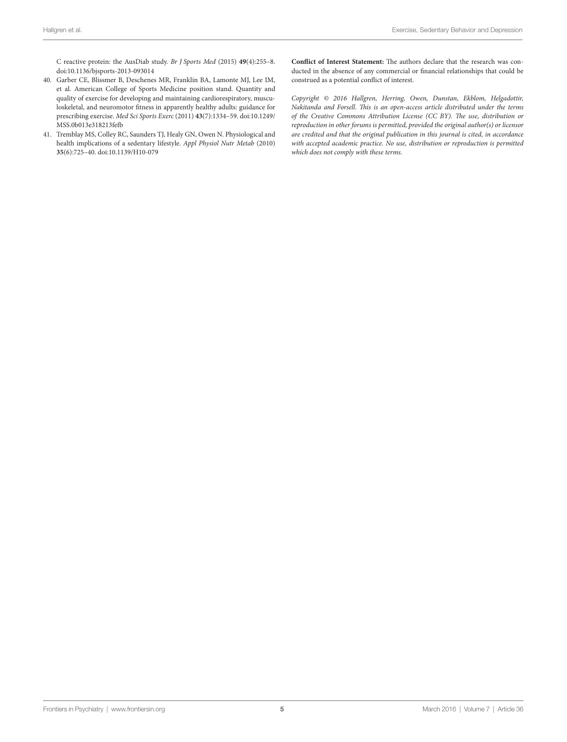C reactive protein: the AusDiab study. *Br J Sports Med* (2015) **49**(4):255–8. doi:10.1136/bjsports-2013-093014

40. Garber CE, Blissmer B, Deschenes MR, Franklin BA, Lamonte MJ, Lee IM, et al. American College of Sports Medicine position stand. Quantity and quality of exercise for developing and maintaining cardiorespiratory, musculoskeletal, and neuromotor fitness in apparently healthy adults: guidance for prescribing exercise. *Med Sci Sports Exerc* (2011) **43**(7):1334–59. doi:10.1249/MSS.0b013e318213fefb
41. Tremblay MS, Colley RC, Saunders TJ, Healy GN, Owen N. Physiological and health implications of a sedentary lifestyle. *Appl Physiol Nutr Metab* (2010) **35**(6):725–40. doi:10.1139/H10-079

**Conflict of Interest Statement:** The authors declare that the research was conducted in the absence of any commercial or financial relationships that could be construed as a potential conflict of interest.

*Copyright © 2016 Hallgren, Herring, Owen, Dunstan, Ekblom, Helgadottir, Nakitanda and Forsell. This is an open-access article distributed under the terms of the Creative Commons Attribution License (CC BY). The use, distribution or reproduction in other forums is permitted, provided the original author(s) or licensor are credited and that the original publication in this journal is cited, in accordance with accepted academic practice. No use, distribution or reproduction is permitted which does not comply with these terms.*